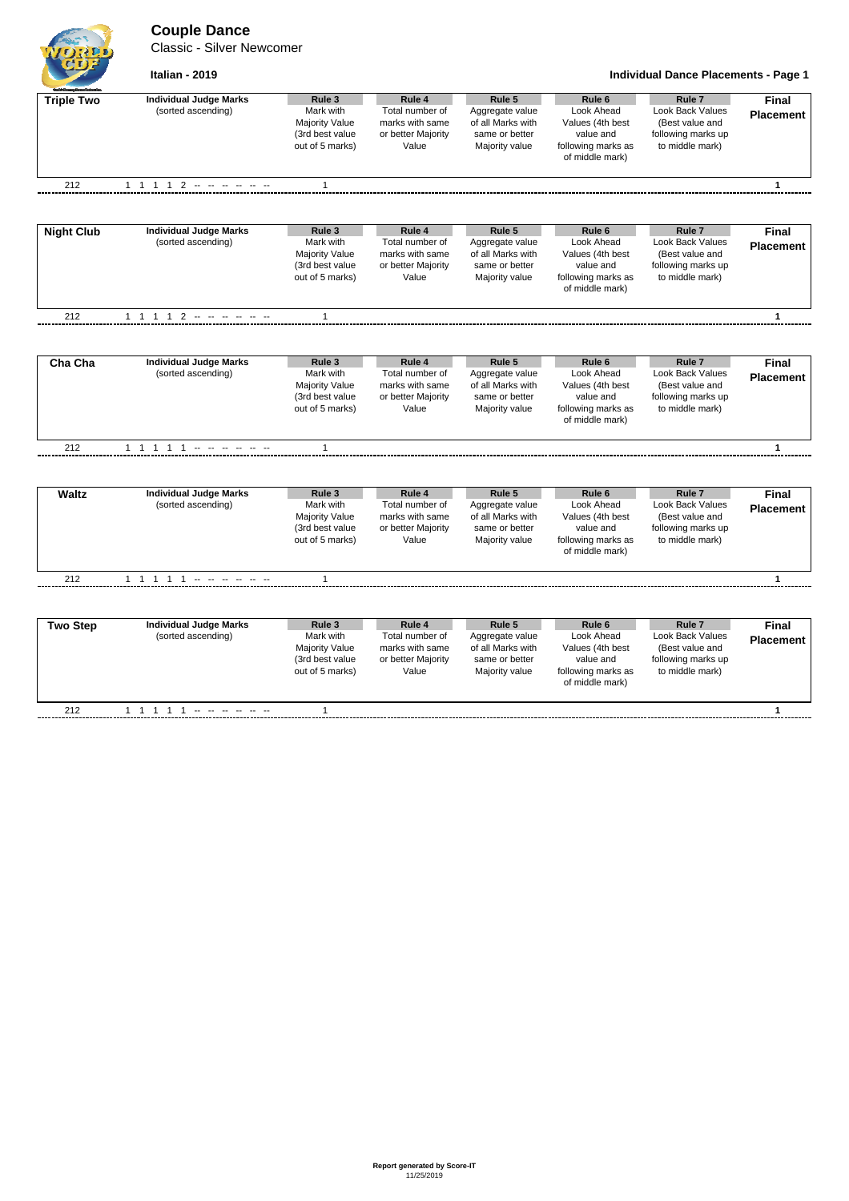# Couple Dance

Classic - Silver Newcomer

**Italian - 2019**

**Individual Dance Placements - Page 1**

| **Triple Two** | **Individual Judge Marks** (sorted ascending) | **Rule 3** Mark with Majority Value (3rd best value out of 5 marks) | **Rule 4** Total number of marks with same or better Majority Value | **Rule 5** Aggregate value of all Marks with same or better Majority value | **Rule 6** Look Ahead Values (4th best value and following marks as of middle mark) | **Rule 7** Look Back Values (Best value and following marks up to middle mark) | **Final Placement** |
|---|---|---|---|---|---|---|---|
| 212 | 1 1 1 1 2 -- -- -- -- -- -- | 1 | | | | | **1** |

| **Night Club** | **Individual Judge Marks** (sorted ascending) | **Rule 3** Mark with Majority Value (3rd best value out of 5 marks) | **Rule 4** Total number of marks with same or better Majority Value | **Rule 5** Aggregate value of all Marks with same or better Majority value | **Rule 6** Look Ahead Values (4th best value and following marks as of middle mark) | **Rule 7** Look Back Values (Best value and following marks up to middle mark) | **Final Placement** |
|---|---|---|---|---|---|---|---|
| 212 | 1 1 1 1 2 -- -- -- -- -- -- | 1 | | | | | **1** |

| **Cha Cha** | **Individual Judge Marks** (sorted ascending) | **Rule 3** Mark with Majority Value (3rd best value out of 5 marks) | **Rule 4** Total number of marks with same or better Majority Value | **Rule 5** Aggregate value of all Marks with same or better Majority value | **Rule 6** Look Ahead Values (4th best value and following marks as of middle mark) | **Rule 7** Look Back Values (Best value and following marks up to middle mark) | **Final Placement** |
|---|---|---|---|---|---|---|---|
| 212 | 1 1 1 1 1 -- -- -- -- -- -- | 1 | | | | | **1** |

| **Waltz** | **Individual Judge Marks** (sorted ascending) | **Rule 3** Mark with Majority Value (3rd best value out of 5 marks) | **Rule 4** Total number of marks with same or better Majority Value | **Rule 5** Aggregate value of all Marks with same or better Majority value | **Rule 6** Look Ahead Values (4th best value and following marks as of middle mark) | **Rule 7** Look Back Values (Best value and following marks up to middle mark) | **Final Placement** |
|---|---|---|---|---|---|---|---|
| 212 | 1 1 1 1 1 -- -- -- -- -- -- | 1 | | | | | **1** |

| **Two Step** | **Individual Judge Marks** (sorted ascending) | **Rule 3** Mark with Majority Value (3rd best value out of 5 marks) | **Rule 4** Total number of marks with same or better Majority Value | **Rule 5** Aggregate value of all Marks with same or better Majority value | **Rule 6** Look Ahead Values (4th best value and following marks as of middle mark) | **Rule 7** Look Back Values (Best value and following marks up to middle mark) | **Final Placement** |
|---|---|---|---|---|---|---|---|
| 212 | 1 1 1 1 1 -- -- -- -- -- -- | 1 | | | | | **1** |

**Report generated by Score-IT**
11/25/2019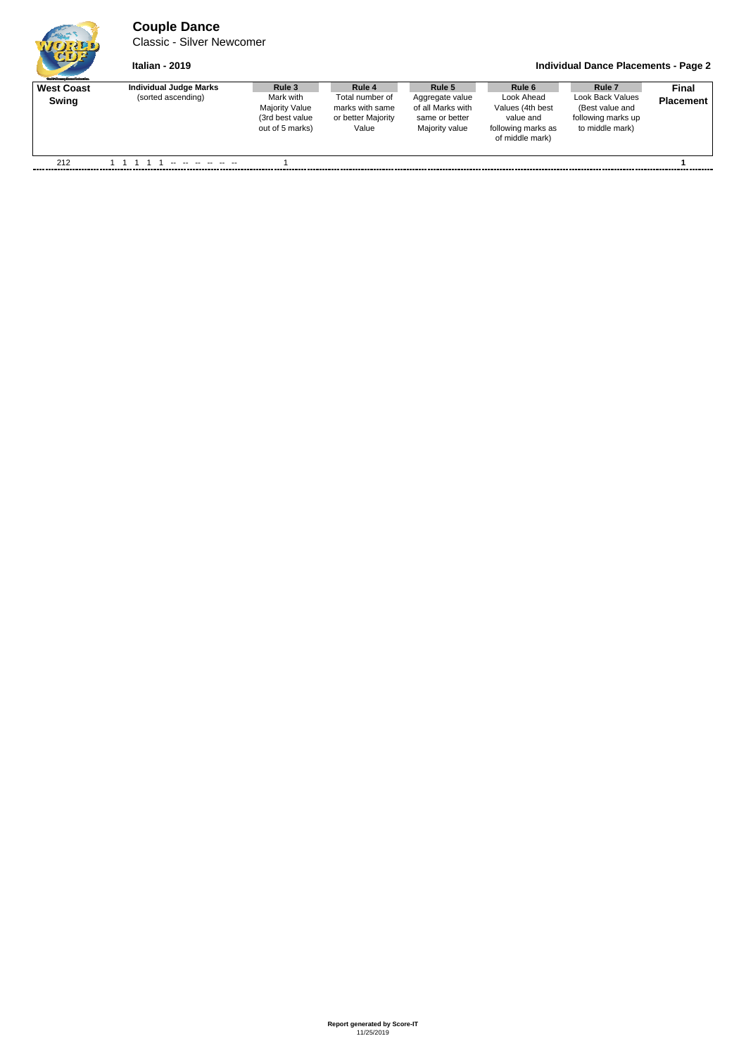# Couple Dance

Classic - Silver Newcomer

**Italian - 2019**

**Individual Dance Placements - Page 2**

| **West Coast Swing** | **Individual Judge Marks** (sorted ascending) | **Rule 3** Mark with Majority Value (3rd best value out of 5 marks) | **Rule 4** Total number of marks with same or better Majority Value | **Rule 5** Aggregate value of all Marks with same or better Majority value | **Rule 6** Look Ahead Values (4th best value and following marks as of middle mark) | **Rule 7** Look Back Values (Best value and following marks up to middle mark) | **Final Placement** |
|---|---|---|---|---|---|---|---|
| 212 | 1 1 1 1 1 -- -- -- -- -- -- | 1 | | | | | **1** |

**Report generated by Score-IT**
11/25/2019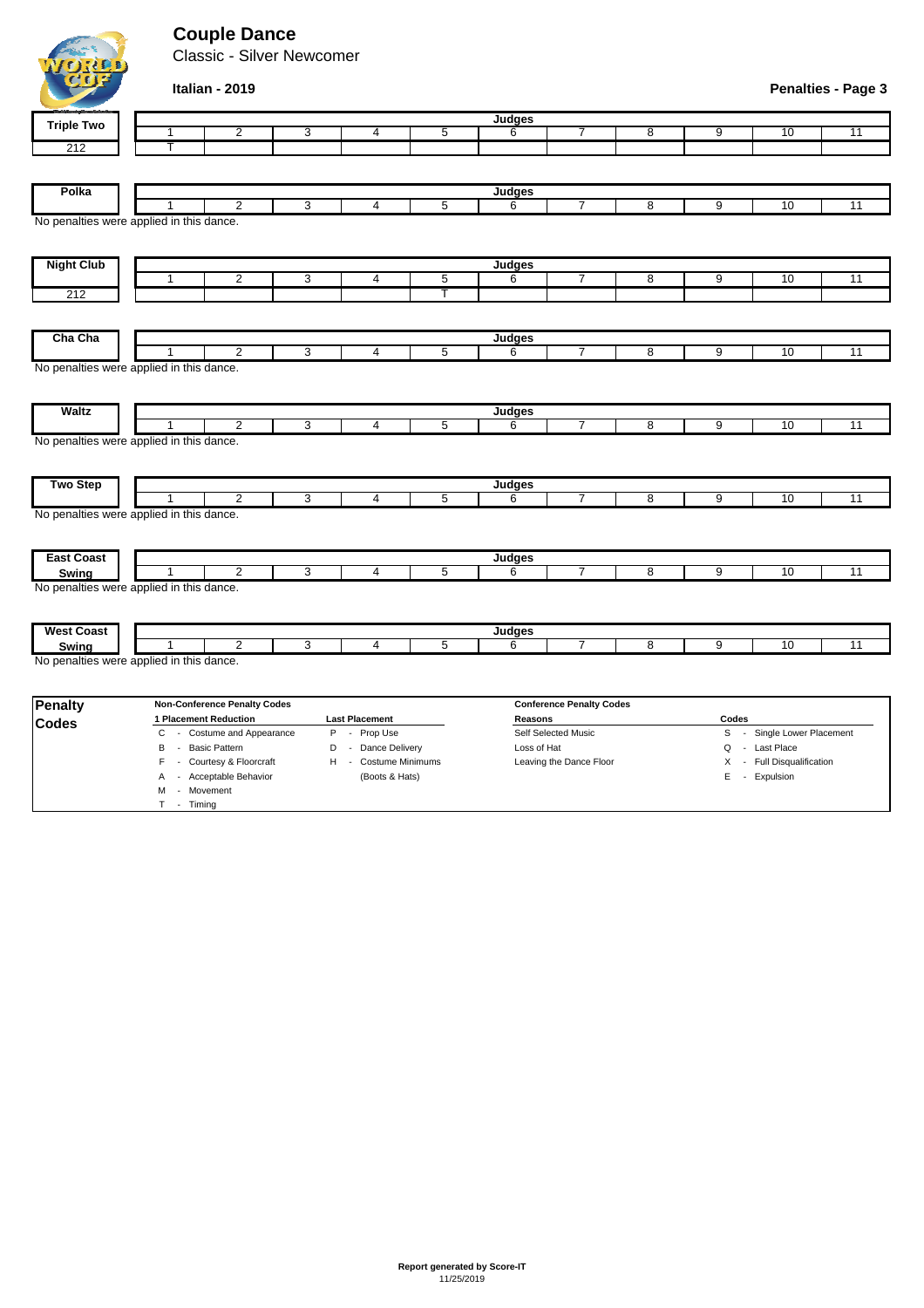# Couple Dance

Classic - Silver Newcomer

**Italian - 2019**

**Penalties - Page 3**

| Triple Two | Judges 1 | 2 | 3 | 4 | 5 | 6 | 7 | 8 | 9 | 10 | 11 |
|---|---|---|---|---|---|---|---|---|---|---|---|
| 212 | T | | | | | | | | | | |

| Polka | Judges 1 | 2 | 3 | 4 | 5 | 6 | 7 | 8 | 9 | 10 | 11 |
|---|---|---|---|---|---|---|---|---|---|---|---|

No penalties were applied in this dance.

| Night Club | Judges 1 | 2 | 3 | 4 | 5 | 6 | 7 | 8 | 9 | 10 | 11 |
|---|---|---|---|---|---|---|---|---|---|---|---|
| 212 | | | | | T | | | | | | |

| Cha Cha | Judges 1 | 2 | 3 | 4 | 5 | 6 | 7 | 8 | 9 | 10 | 11 |
|---|---|---|---|---|---|---|---|---|---|---|---|

No penalties were applied in this dance.

| Waltz | Judges 1 | 2 | 3 | 4 | 5 | 6 | 7 | 8 | 9 | 10 | 11 |
|---|---|---|---|---|---|---|---|---|---|---|---|

No penalties were applied in this dance.

| Two Step | Judges 1 | 2 | 3 | 4 | 5 | 6 | 7 | 8 | 9 | 10 | 11 |
|---|---|---|---|---|---|---|---|---|---|---|---|

No penalties were applied in this dance.

| East Coast Swing | Judges 1 | 2 | 3 | 4 | 5 | 6 | 7 | 8 | 9 | 10 | 11 |
|---|---|---|---|---|---|---|---|---|---|---|---|

No penalties were applied in this dance.

| West Coast Swing | Judges 1 | 2 | 3 | 4 | 5 | 6 | 7 | 8 | 9 | 10 | 11 |
|---|---|---|---|---|---|---|---|---|---|---|---|

No penalties were applied in this dance.

## Penalty Codes

**Non-Conference Penalty Codes**

**1 Placement Reduction**
- C - Costume and Appearance
- B - Basic Pattern
- F - Courtesy & Floorcraft
- A - Acceptable Behavior
- M - Movement
- T - Timing

**Last Placement**
- P - Prop Use
- D - Dance Delivery
- H - Costume Minimums (Boots & Hats)

**Conference Penalty Codes**

**Reasons**
- Self Selected Music
- Loss of Hat
- Leaving the Dance Floor

**Codes**
- S - Single Lower Placement
- Q - Last Place
- X - Full Disqualification
- E - Expulsion

**Report generated by Score-IT**
11/25/2019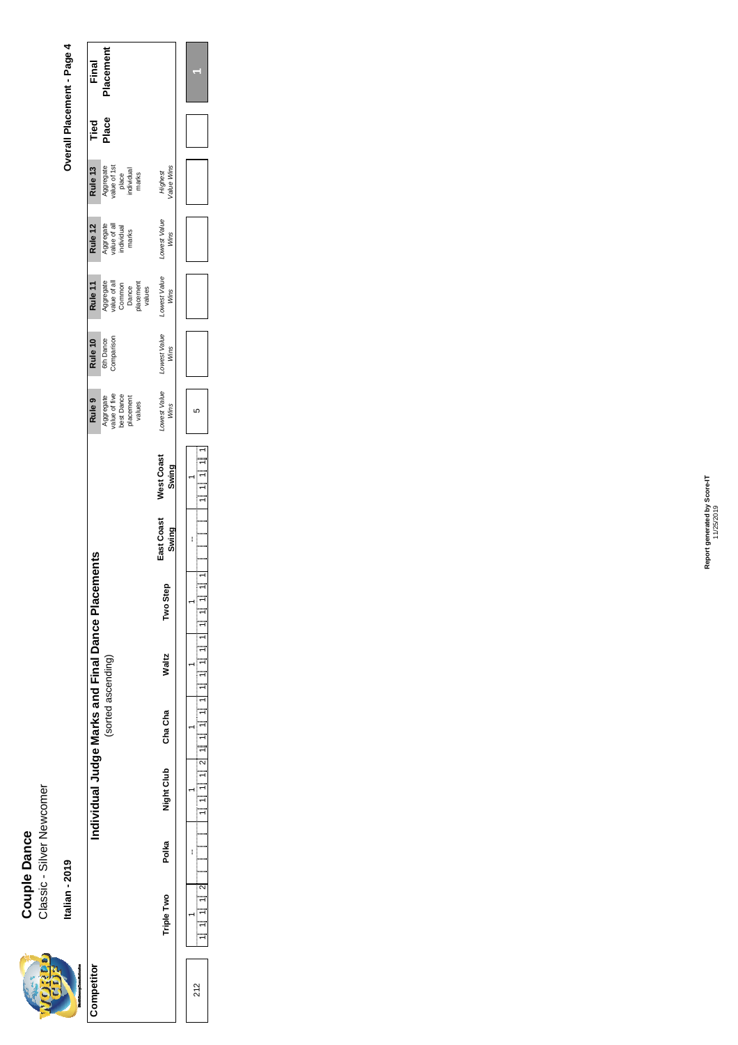# Couple Dance

Classic - Silver Newcomer

**Italian - 2019**

**Overall Placement - Page 4**

| Competitor | Individual Judge Marks and Final Dance Placements (sorted ascending) | | | | | | | | Rule 9 | Rule 10 | Rule 11 | Rule 12 | Rule 13 | Tied Place | Final Placement |
|---|---|---|---|---|---|---|---|---|---|---|---|---|---|---|---|
| | Triple Two | Polka | Night Club | Cha Cha | Waltz | Two Step | East Coast Swing | West Coast Swing | Aggregate value of five best Dance placement values | 6th Dance Comparison | Aggregate value of all Common Dance placement values | Aggregate value of all individual marks | Aggregate value of 1st place individual marks | | |
| | | | | | | | | | *Lowest Value Wins* | *Lowest Value Wins* | *Lowest Value Wins* | *Lowest Value Wins* | *Highest Value Wins* | | |
| 212 | 1<br>1 1 1 2 | -- | 1<br>1 1 1 2 | 1<br>1 1 1 1 | 1<br>1 1 1 1 | 1<br>1 1 1 1 | -- | 1<br>1 1 1 1 | 5 | | | | | | 1 |

**Report generated by Score-IT**
11/25/2019